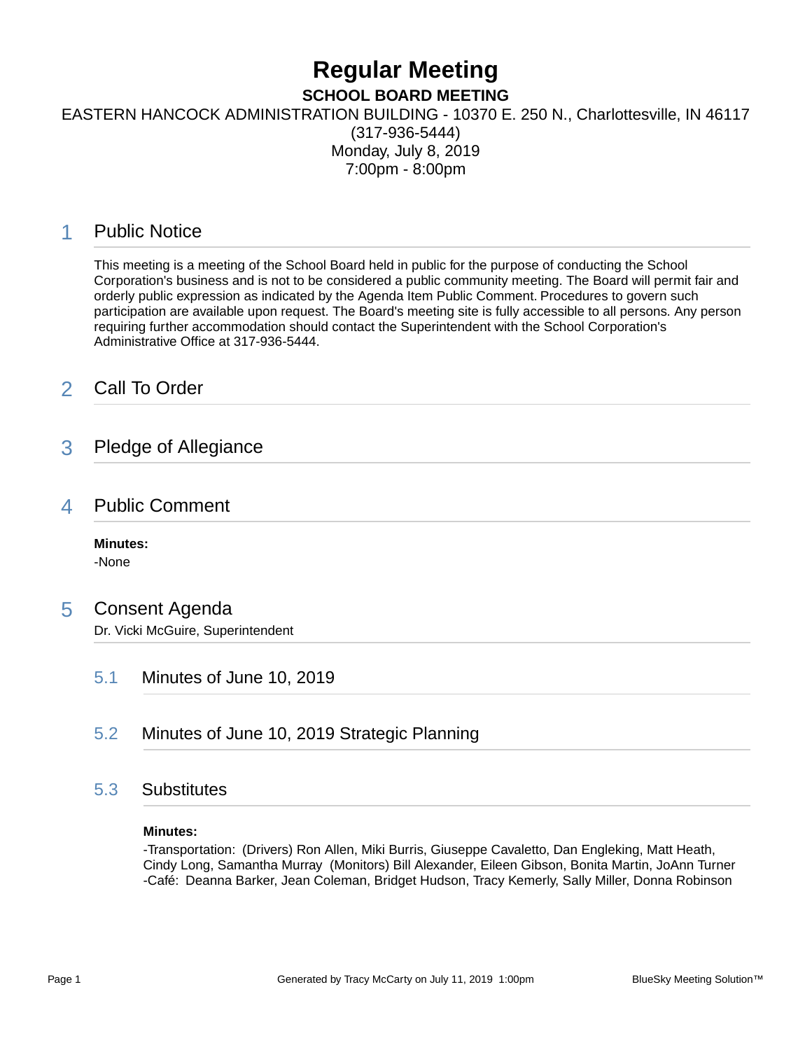# Regular Meeting

**SCHOOL BOARD MEETING**

EASTERN HANCOCK ADMINISTRATION BUILDING - 10370 E. 250 N., Charlottesville, IN 46117
(317-936-5444)
Monday, July 8, 2019
7:00pm - 8:00pm

## 1 Public Notice

This meeting is a meeting of the School Board held in public for the purpose of conducting the School Corporation's business and is not to be considered a public community meeting. The Board will permit fair and orderly public expression as indicated by the Agenda Item Public Comment. Procedures to govern such participation are available upon request. The Board's meeting site is fully accessible to all persons. Any person requiring further accommodation should contact the Superintendent with the School Corporation's Administrative Office at 317-936-5444.

## 2 Call To Order

## 3 Pledge of Allegiance

## 4 Public Comment

**Minutes:**

-None

## 5 Consent Agenda

Dr. Vicki McGuire, Superintendent

### 5.1 Minutes of June 10, 2019

### 5.2 Minutes of June 10, 2019 Strategic Planning

### 5.3 Substitutes

**Minutes:**

-Transportation: (Drivers) Ron Allen, Miki Burris, Giuseppe Cavaletto, Dan Engleking, Matt Heath, Cindy Long, Samantha Murray (Monitors) Bill Alexander, Eileen Gibson, Bonita Martin, JoAnn Turner
-Café: Deanna Barker, Jean Coleman, Bridget Hudson, Tracy Kemerly, Sally Miller, Donna Robinson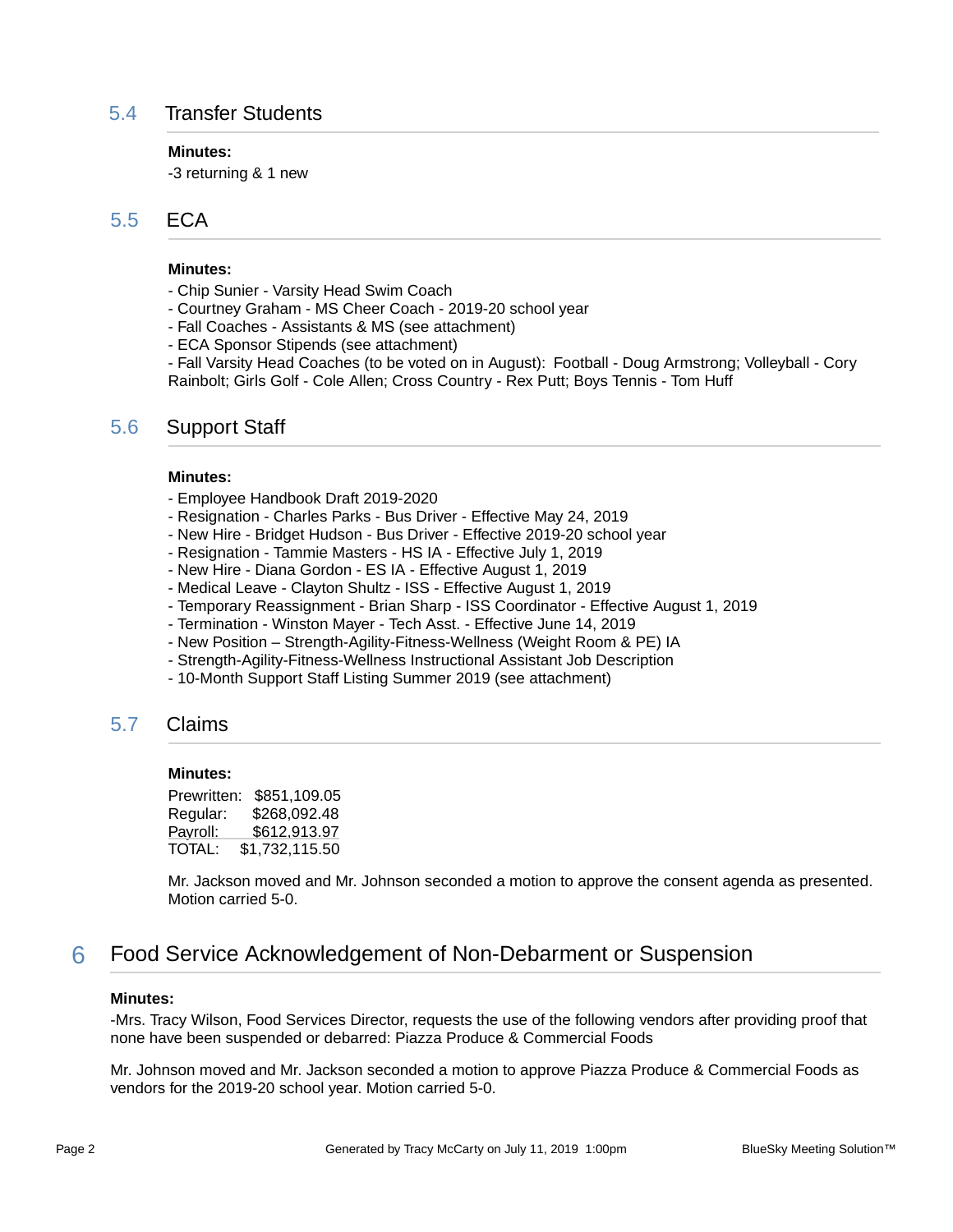## 5.4 Transfer Students

**Minutes:**

-3 returning & 1 new

## 5.5 ECA

**Minutes:**

- Chip Sunier - Varsity Head Swim Coach
- Courtney Graham - MS Cheer Coach - 2019-20 school year
- Fall Coaches - Assistants & MS (see attachment)
- ECA Sponsor Stipends (see attachment)
- Fall Varsity Head Coaches (to be voted on in August): Football - Doug Armstrong; Volleyball - Cory Rainbolt; Girls Golf - Cole Allen; Cross Country - Rex Putt; Boys Tennis - Tom Huff

## 5.6 Support Staff

**Minutes:**

- Employee Handbook Draft 2019-2020
- Resignation - Charles Parks - Bus Driver - Effective May 24, 2019
- New Hire - Bridget Hudson - Bus Driver - Effective 2019-20 school year
- Resignation - Tammie Masters - HS IA - Effective July 1, 2019
- New Hire - Diana Gordon - ES IA - Effective August 1, 2019
- Medical Leave - Clayton Shultz - ISS - Effective August 1, 2019
- Temporary Reassignment - Brian Sharp - ISS Coordinator - Effective August 1, 2019
- Termination - Winston Mayer - Tech Asst. - Effective June 14, 2019
- New Position – Strength-Agility-Fitness-Wellness (Weight Room & PE) IA
- Strength-Agility-Fitness-Wellness Instructional Assistant Job Description
- 10-Month Support Staff Listing Summer 2019 (see attachment)

## 5.7 Claims

**Minutes:**

Prewritten: $851,109.05
Regular: $268,092.48
Payroll: $612,913.97
TOTAL: $1,732,115.50

Mr. Jackson moved and Mr. Johnson seconded a motion to approve the consent agenda as presented. Motion carried 5-0.

# 6 Food Service Acknowledgement of Non-Debarment or Suspension

**Minutes:**

-Mrs. Tracy Wilson, Food Services Director, requests the use of the following vendors after providing proof that none have been suspended or debarred: Piazza Produce & Commercial Foods

Mr. Johnson moved and Mr. Jackson seconded a motion to approve Piazza Produce & Commercial Foods as vendors for the 2019-20 school year. Motion carried 5-0.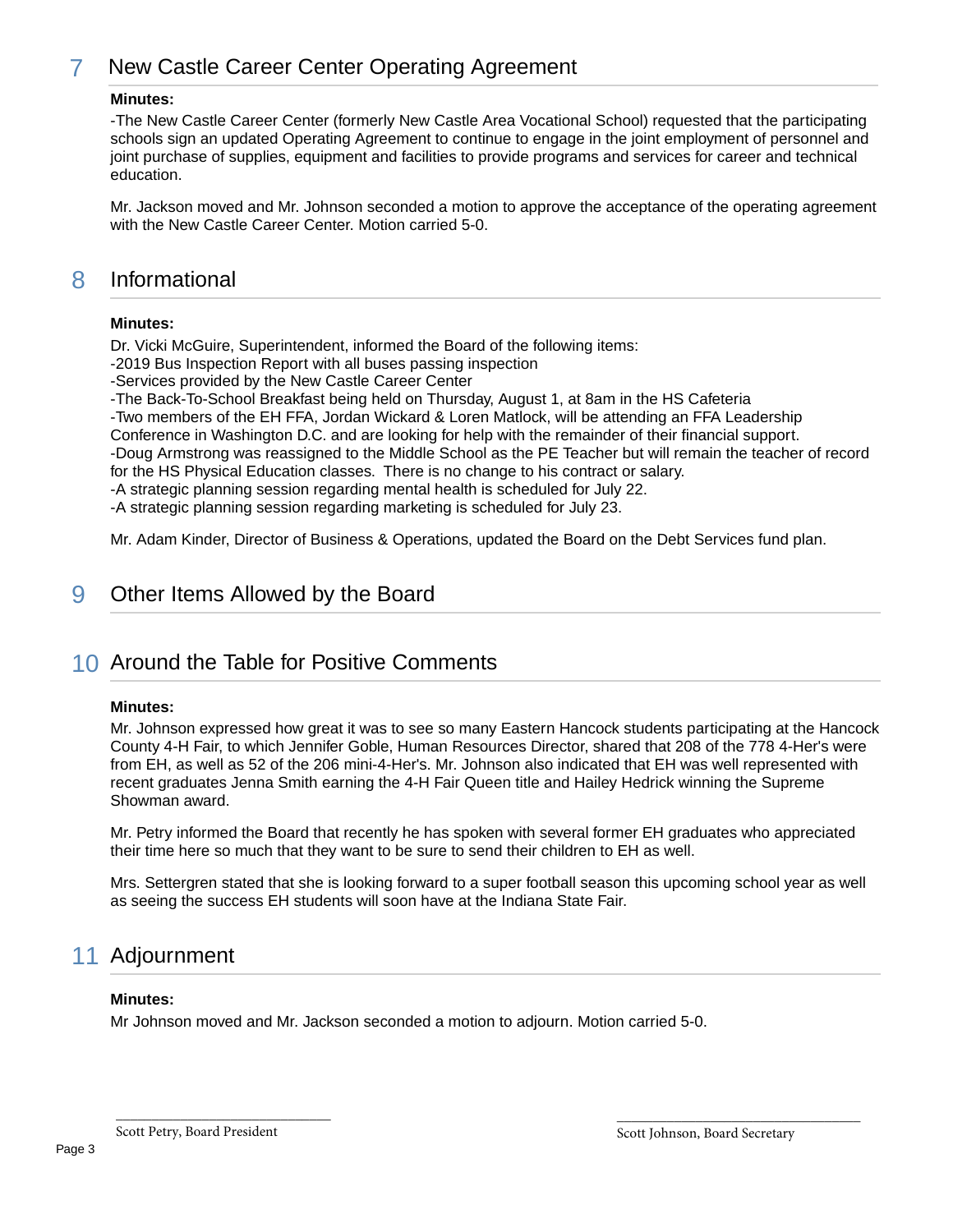## 7 New Castle Career Center Operating Agreement

**Minutes:**

-The New Castle Career Center (formerly New Castle Area Vocational School) requested that the participating schools sign an updated Operating Agreement to continue to engage in the joint employment of personnel and joint purchase of supplies, equipment and facilities to provide programs and services for career and technical education.

Mr. Jackson moved and Mr. Johnson seconded a motion to approve the acceptance of the operating agreement with the New Castle Career Center. Motion carried 5-0.

## 8 Informational

**Minutes:**

Dr. Vicki McGuire, Superintendent, informed the Board of the following items:
-2019 Bus Inspection Report with all buses passing inspection
-Services provided by the New Castle Career Center
-The Back-To-School Breakfast being held on Thursday, August 1, at 8am in the HS Cafeteria
-Two members of the EH FFA, Jordan Wickard & Loren Matlock, will be attending an FFA Leadership Conference in Washington D.C. and are looking for help with the remainder of their financial support.
-Doug Armstrong was reassigned to the Middle School as the PE Teacher but will remain the teacher of record for the HS Physical Education classes. There is no change to his contract or salary.
-A strategic planning session regarding mental health is scheduled for July 22.
-A strategic planning session regarding marketing is scheduled for July 23.

Mr. Adam Kinder, Director of Business & Operations, updated the Board on the Debt Services fund plan.

## 9 Other Items Allowed by the Board

## 10 Around the Table for Positive Comments

**Minutes:**

Mr. Johnson expressed how great it was to see so many Eastern Hancock students participating at the Hancock County 4-H Fair, to which Jennifer Goble, Human Resources Director, shared that 208 of the 778 4-Her's were from EH, as well as 52 of the 206 mini-4-Her's. Mr. Johnson also indicated that EH was well represented with recent graduates Jenna Smith earning the 4-H Fair Queen title and Hailey Hedrick winning the Supreme Showman award.

Mr. Petry informed the Board that recently he has spoken with several former EH graduates who appreciated their time here so much that they want to be sure to send their children to EH as well.

Mrs. Settergren stated that she is looking forward to a super football season this upcoming school year as well as seeing the success EH students will soon have at the Indiana State Fair.

## 11 Adjournment

**Minutes:**

Mr Johnson moved and Mr. Jackson seconded a motion to adjourn. Motion carried 5-0.

\_\_\_\_\_\_\_\_\_\_\_\_\_\_\_\_\_\_\_\_\_\_\_\_\_\_\_\_
Scott Petry, Board President

\_\_\_\_\_\_\_\_\_\_\_\_\_\_\_\_\_\_\_\_\_\_\_\_\_\_\_\_
Scott Johnson, Board Secretary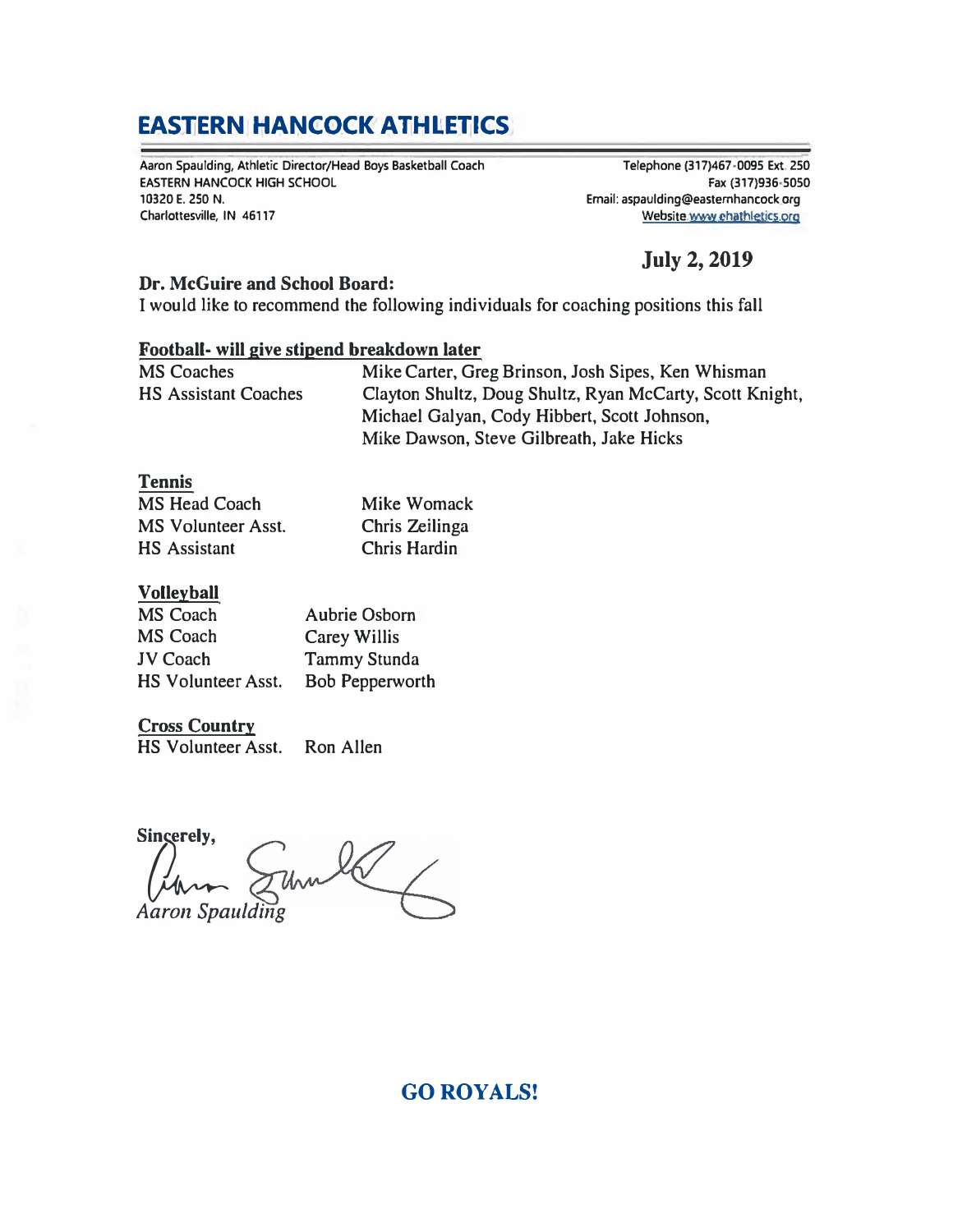# EASTERN HANCOCK ATHLETICS

Aaron Spaulding, Athletic Director/Head Boys Basketball Coach
EASTERN HANCOCK HIGH SCHOOL
10320 E. 250 N.
Charlottesville, IN 46117

Telephone (317)467-0095 Ext. 250
Fax (317)936-5050
Email: aspaulding@easternhancock.org
Website www.ehathletics.org

**July 2, 2019**

**Dr. McGuire and School Board:**

I would like to recommend the following individuals for coaching positions this fall

**Football- will give stipend breakdown later**

| | |
|---|---|
| MS Coaches | Mike Carter, Greg Brinson, Josh Sipes, Ken Whisman |
| HS Assistant Coaches | Clayton Shultz, Doug Shultz, Ryan McCarty, Scott Knight, Michael Galyan, Cody Hibbert, Scott Johnson, Mike Dawson, Steve Gilbreath, Jake Hicks |

**Tennis**

| | |
|---|---|
| MS Head Coach | Mike Womack |
| MS Volunteer Asst. | Chris Zeilinga |
| HS Assistant | Chris Hardin |

**Volleyball**

| | |
|---|---|
| MS Coach | Aubrie Osborn |
| MS Coach | Carey Willis |
| JV Coach | Tammy Stunda |
| HS Volunteer Asst. | Bob Pepperworth |

**Cross Country**

| | |
|---|---|
| HS Volunteer Asst. | Ron Allen |

**Sincerely,**

*Aaron Spaulding*

**GO ROYALS!**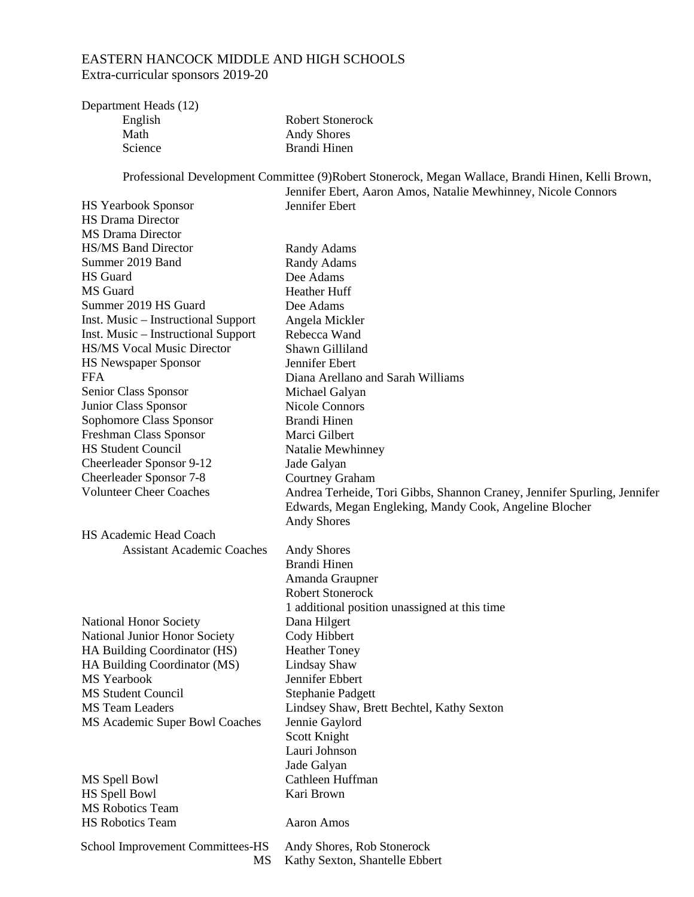EASTERN HANCOCK MIDDLE AND HIGH SCHOOLS
Extra-curricular sponsors 2019-20

| Position | Sponsor |
|---|---|
| Department Heads (12) | |
| English | Robert Stonerock |
| Math | Andy Shores |
| Science | Brandi Hinen |
| Professional Development Committee (9) | Robert Stonerock, Megan Wallace, Brandi Hinen, Kelli Brown, Jennifer Ebert, Aaron Amos, Natalie Mewhinney, Nicole Connors |
| HS Yearbook Sponsor | Jennifer Ebert |
| HS Drama Director | |
| MS Drama Director | |
| HS/MS Band Director | Randy Adams |
| Summer 2019 Band | Randy Adams |
| HS Guard | Dee Adams |
| MS Guard | Heather Huff |
| Summer 2019 HS Guard | Dee Adams |
| Inst. Music – Instructional Support | Angela Mickler |
| Inst. Music – Instructional Support | Rebecca Wand |
| HS/MS Vocal Music Director | Shawn Gilliland |
| HS Newspaper Sponsor | Jennifer Ebert |
| FFA | Diana Arellano and Sarah Williams |
| Senior Class Sponsor | Michael Galyan |
| Junior Class Sponsor | Nicole Connors |
| Sophomore Class Sponsor | Brandi Hinen |
| Freshman Class Sponsor | Marci Gilbert |
| HS Student Council | Natalie Mewhinney |
| Cheerleader Sponsor 9-12 | Jade Galyan |
| Cheerleader Sponsor 7-8 | Courtney Graham |
| Volunteer Cheer Coaches | Andrea Terheide, Tori Gibbs, Shannon Craney, Jennifer Spurling, Jennifer Edwards, Megan Engleking, Mandy Cook, Angeline Blocher<br>Andy Shores |
| HS Academic Head Coach | |
| Assistant Academic Coaches | Andy Shores<br>Brandi Hinen<br>Amanda Graupner<br>Robert Stonerock<br>1 additional position unassigned at this time |
| National Honor Society | Dana Hilgert |
| National Junior Honor Society | Cody Hibbert |
| HA Building Coordinator (HS) | Heather Toney |
| HA Building Coordinator (MS) | Lindsay Shaw |
| MS Yearbook | Jennifer Ebbert |
| MS Student Council | Stephanie Padgett |
| MS Team Leaders | Lindsey Shaw, Brett Bechtel, Kathy Sexton |
| MS Academic Super Bowl Coaches | Jennie Gaylord<br>Scott Knight<br>Lauri Johnson<br>Jade Galyan |
| MS Spell Bowl | Cathleen Huffman |
| HS Spell Bowl | Kari Brown |
| MS Robotics Team | |
| HS Robotics Team | Aaron Amos |
| School Improvement Committees-HS | Andy Shores, Rob Stonerock |
| MS | Kathy Sexton, Shantelle Ebbert |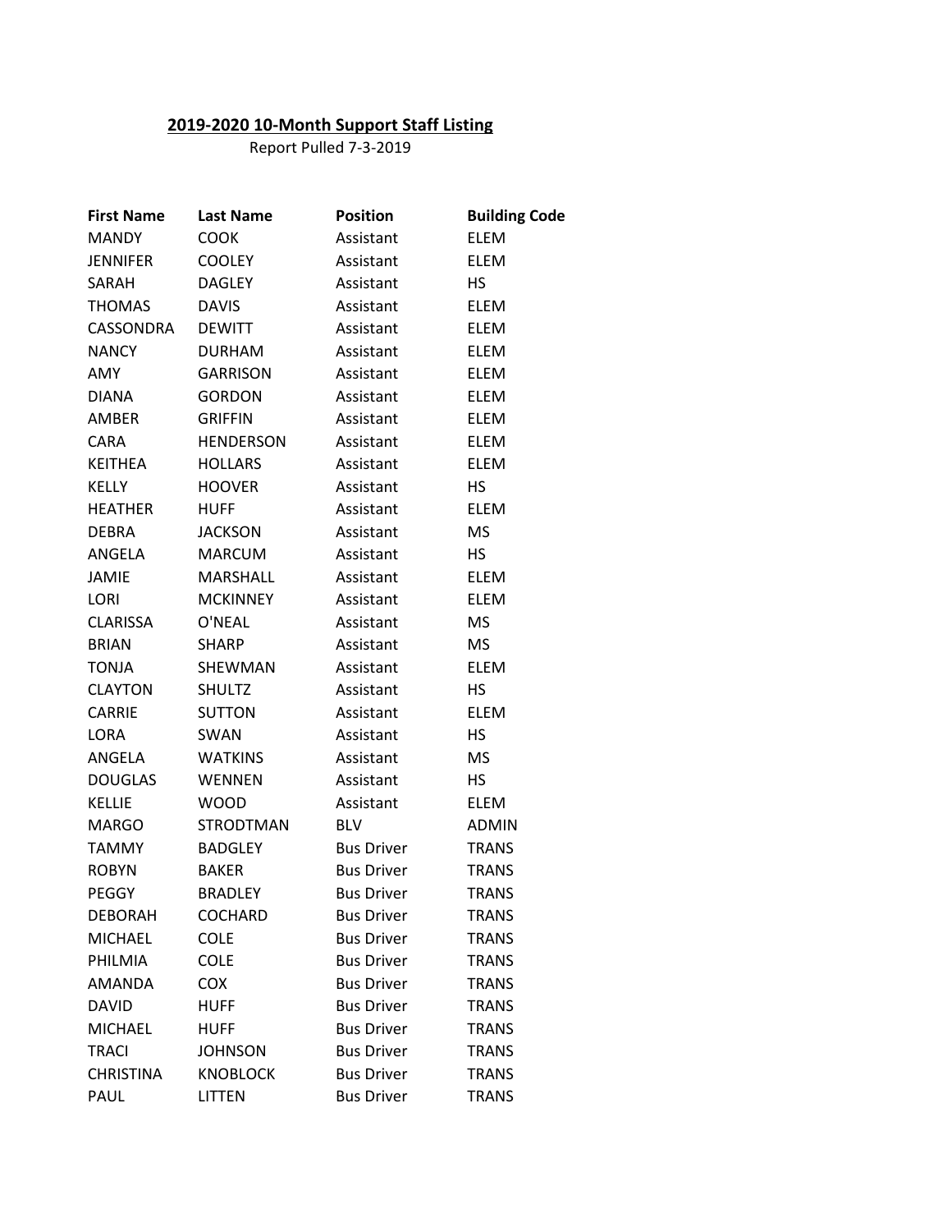**2019-2020 10-Month Support Staff Listing**

Report Pulled 7-3-2019

| First Name | Last Name | Position | Building Code |
|---|---|---|---|
| MANDY | COOK | Assistant | ELEM |
| JENNIFER | COOLEY | Assistant | ELEM |
| SARAH | DAGLEY | Assistant | HS |
| THOMAS | DAVIS | Assistant | ELEM |
| CASSONDRA | DEWITT | Assistant | ELEM |
| NANCY | DURHAM | Assistant | ELEM |
| AMY | GARRISON | Assistant | ELEM |
| DIANA | GORDON | Assistant | ELEM |
| AMBER | GRIFFIN | Assistant | ELEM |
| CARA | HENDERSON | Assistant | ELEM |
| KEITHEA | HOLLARS | Assistant | ELEM |
| KELLY | HOOVER | Assistant | HS |
| HEATHER | HUFF | Assistant | ELEM |
| DEBRA | JACKSON | Assistant | MS |
| ANGELA | MARCUM | Assistant | HS |
| JAMIE | MARSHALL | Assistant | ELEM |
| LORI | MCKINNEY | Assistant | ELEM |
| CLARISSA | O'NEAL | Assistant | MS |
| BRIAN | SHARP | Assistant | MS |
| TONJA | SHEWMAN | Assistant | ELEM |
| CLAYTON | SHULTZ | Assistant | HS |
| CARRIE | SUTTON | Assistant | ELEM |
| LORA | SWAN | Assistant | HS |
| ANGELA | WATKINS | Assistant | MS |
| DOUGLAS | WENNEN | Assistant | HS |
| KELLIE | WOOD | Assistant | ELEM |
| MARGO | STRODTMAN | BLV | ADMIN |
| TAMMY | BADGLEY | Bus Driver | TRANS |
| ROBYN | BAKER | Bus Driver | TRANS |
| PEGGY | BRADLEY | Bus Driver | TRANS |
| DEBORAH | COCHARD | Bus Driver | TRANS |
| MICHAEL | COLE | Bus Driver | TRANS |
| PHILMIA | COLE | Bus Driver | TRANS |
| AMANDA | COX | Bus Driver | TRANS |
| DAVID | HUFF | Bus Driver | TRANS |
| MICHAEL | HUFF | Bus Driver | TRANS |
| TRACI | JOHNSON | Bus Driver | TRANS |
| CHRISTINA | KNOBLOCK | Bus Driver | TRANS |
| PAUL | LITTEN | Bus Driver | TRANS |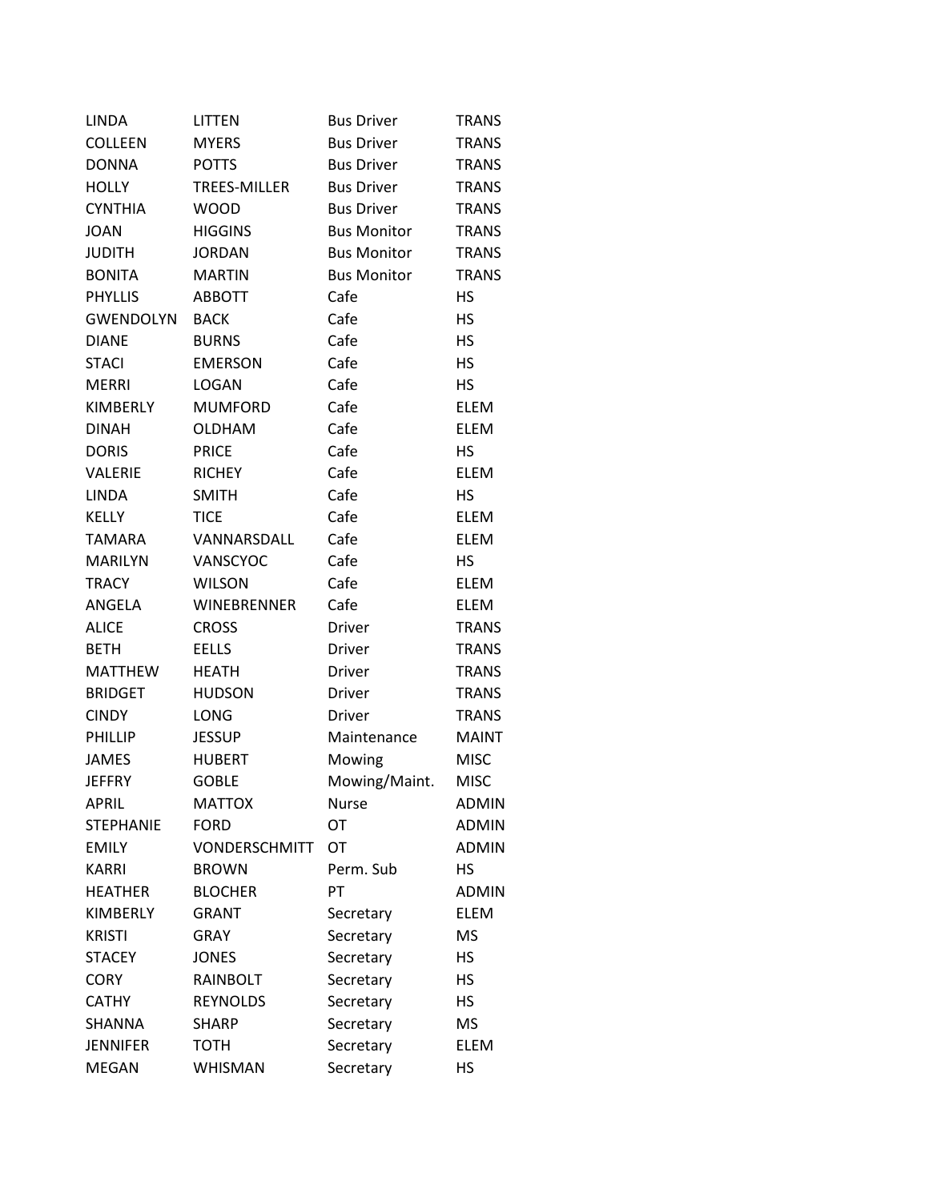| | | | |
|---|---|---|---|
| LINDA | LITTEN | Bus Driver | TRANS |
| COLLEEN | MYERS | Bus Driver | TRANS |
| DONNA | POTTS | Bus Driver | TRANS |
| HOLLY | TREES-MILLER | Bus Driver | TRANS |
| CYNTHIA | WOOD | Bus Driver | TRANS |
| JOAN | HIGGINS | Bus Monitor | TRANS |
| JUDITH | JORDAN | Bus Monitor | TRANS |
| BONITA | MARTIN | Bus Monitor | TRANS |
| PHYLLIS | ABBOTT | Cafe | HS |
| GWENDOLYN | BACK | Cafe | HS |
| DIANE | BURNS | Cafe | HS |
| STACI | EMERSON | Cafe | HS |
| MERRI | LOGAN | Cafe | HS |
| KIMBERLY | MUMFORD | Cafe | ELEM |
| DINAH | OLDHAM | Cafe | ELEM |
| DORIS | PRICE | Cafe | HS |
| VALERIE | RICHEY | Cafe | ELEM |
| LINDA | SMITH | Cafe | HS |
| KELLY | TICE | Cafe | ELEM |
| TAMARA | VANNARSDALL | Cafe | ELEM |
| MARILYN | VANSCYOC | Cafe | HS |
| TRACY | WILSON | Cafe | ELEM |
| ANGELA | WINEBRENNER | Cafe | ELEM |
| ALICE | CROSS | Driver | TRANS |
| BETH | EELLS | Driver | TRANS |
| MATTHEW | HEATH | Driver | TRANS |
| BRIDGET | HUDSON | Driver | TRANS |
| CINDY | LONG | Driver | TRANS |
| PHILLIP | JESSUP | Maintenance | MAINT |
| JAMES | HUBERT | Mowing | MISC |
| JEFFRY | GOBLE | Mowing/Maint. | MISC |
| APRIL | MATTOX | Nurse | ADMIN |
| STEPHANIE | FORD | OT | ADMIN |
| EMILY | VONDERSCHMITT | OT | ADMIN |
| KARRI | BROWN | Perm. Sub | HS |
| HEATHER | BLOCHER | PT | ADMIN |
| KIMBERLY | GRANT | Secretary | ELEM |
| KRISTI | GRAY | Secretary | MS |
| STACEY | JONES | Secretary | HS |
| CORY | RAINBOLT | Secretary | HS |
| CATHY | REYNOLDS | Secretary | HS |
| SHANNA | SHARP | Secretary | MS |
| JENNIFER | TOTH | Secretary | ELEM |
| MEGAN | WHISMAN | Secretary | HS |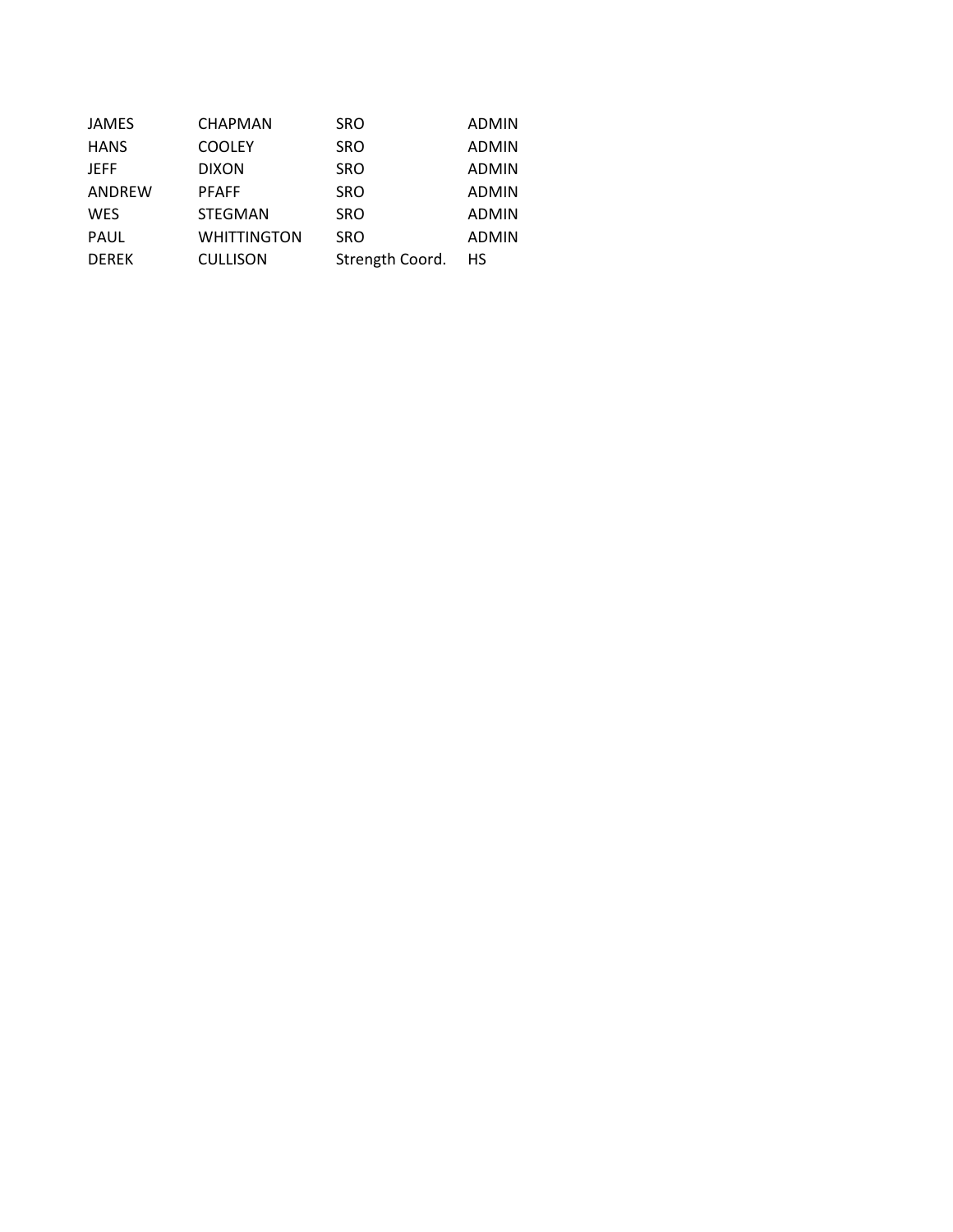| | | | |
|---|---|---|---|
| JAMES | CHAPMAN | SRO | ADMIN |
| HANS | COOLEY | SRO | ADMIN |
| JEFF | DIXON | SRO | ADMIN |
| ANDREW | PFAFF | SRO | ADMIN |
| WES | STEGMAN | SRO | ADMIN |
| PAUL | WHITTINGTON | SRO | ADMIN |
| DEREK | CULLISON | Strength Coord. | HS |